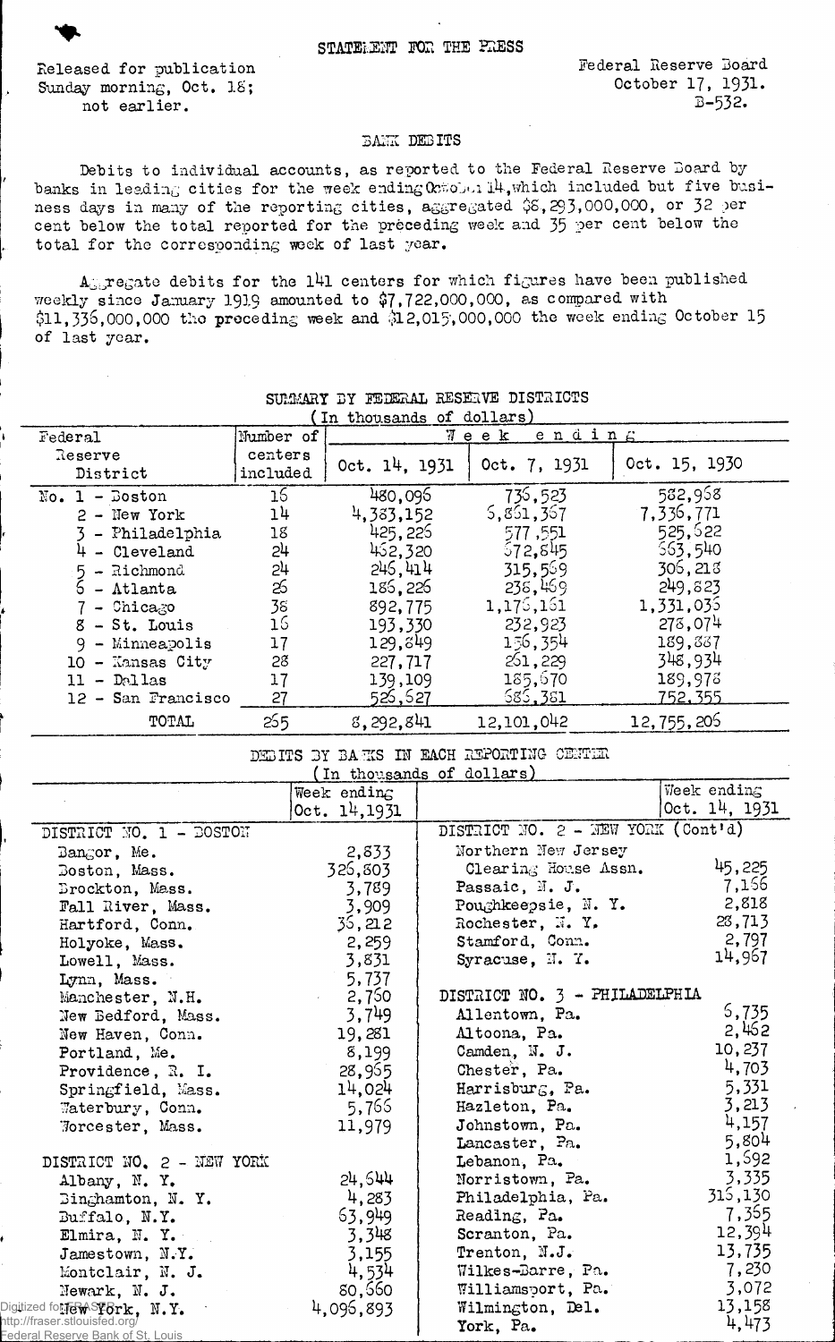STATEMENT FOR THE PRESS

Released for publication
Sunday morning, Oct. 18;
not earlier.

Federal Reserve Board
October 17, 1931.
B-532.

## BANK DEBITS

Debits to individual accounts, as reported to the Federal Reserve Board by banks in leading cities for the week ending October 14, which included but five business days in many of the reporting cities, aggregated $8,293,000,000, or 32 per cent below the total reported for the preceding week and 35 per cent below the total for the corresponding week of last year.

Aggregate debits for the 141 centers for which figures have been published weekly since January 1919 amounted to $7,722,000,000, as compared with $11,336,000,000 the preceding week and $12,015,000,000 the week ending October 15 of last year.

SUMMARY BY FEDERAL RESERVE DISTRICTS
(In thousands of dollars)

| Federal Reserve District | Number of centers included | Week ending Oct. 14, 1931 | Oct. 7, 1931 | Oct. 15, 1930 |
|---|---|---|---|---|
| No. 1 - Boston | 16 | 480,096 | 736,523 | 582,968 |
| 2 - New York | 14 | 4,383,152 | 6,861,367 | 7,336,771 |
| 3 - Philadelphia | 18 | 425,226 | 577,551 | 525,622 |
| 4 - Cleveland | 24 | 462,320 | 672,845 | 663,540 |
| 5 - Richmond | 24 | 246,414 | 315,569 | 306,218 |
| 6 - Atlanta | 26 | 186,226 | 238,469 | 249,823 |
| 7 - Chicago | 38 | 892,775 | 1,176,161 | 1,331,036 |
| 8 - St. Louis | 16 | 193,330 | 232,923 | 278,074 |
| 9 - Minneapolis | 17 | 129,849 | 156,354 | 189,887 |
| 10 - Kansas City | 28 | 227,717 | 261,229 | 348,934 |
| 11 - Dallas | 17 | 139,109 | 185,670 | 189,978 |
| 12 - San Francisco | 27 | 526,627 | 686,381 | 752,355 |
| TOTAL | 265 | 8,292,841 | 12,101,042 | 12,755,206 |

DEBITS BY BANKS IN EACH REPORTING CENTER
(In thousands of dollars)

| | Week ending Oct. 14, 1931 |
|---|---|
| **DISTRICT NO. 1 - BOSTON** | |
| Bangor, Me. | 2,833 |
| Boston, Mass. | 326,803 |
| Brockton, Mass. | 3,789 |
| Fall River, Mass. | 3,909 |
| Hartford, Conn. | 36,212 |
| Holyoke, Mass. | 2,259 |
| Lowell, Mass. | 3,831 |
| Lynn, Mass. | 5,737 |
| Manchester, N.H. | 2,760 |
| New Bedford, Mass. | 3,749 |
| New Haven, Conn. | 19,281 |
| Portland, Me. | 8,199 |
| Providence, R. I. | 28,965 |
| Springfield, Mass. | 14,024 |
| Waterbury, Conn. | 5,766 |
| Worcester, Mass. | 11,979 |
| **DISTRICT NO. 2 - NEW YORK** | |
| Albany, N. Y. | 24,644 |
| Binghamton, N. Y. | 4,283 |
| Buffalo, N.Y. | 63,949 |
| Elmira, N. Y. | 3,348 |
| Jamestown, N.Y. | 3,155 |
| Montclair, N. J. | 4,534 |
| Newark, N. J. | 80,660 |
| New York, N.Y. | 4,096,893 |
| **DISTRICT NO. 2 - NEW YORK (Cont'd)** | |
| Northern New Jersey Clearing House Assn. | 45,225 |
| Passaic, N. J. | 7,166 |
| Poughkeepsie, N. Y. | 2,818 |
| Rochester, N. Y. | 28,713 |
| Stamford, Conn. | 2,797 |
| Syracuse, N. Y. | 14,967 |
| **DISTRICT NO. 3 - PHILADELPHIA** | |
| Allentown, Pa. | 6,735 |
| Altoona, Pa. | 2,462 |
| Camden, N. J. | 10,237 |
| Chester, Pa. | 4,703 |
| Harrisburg, Pa. | 5,331 |
| Hazleton, Pa. | 3,213 |
| Johnstown, Pa. | 4,157 |
| Lancaster, Pa. | 5,804 |
| Lebanon, Pa. | 1,692 |
| Norristown, Pa. | 3,335 |
| Philadelphia, Pa. | 316,130 |
| Reading, Pa. | 7,365 |
| Scranton, Pa. | 12,394 |
| Trenton, N.J. | 13,735 |
| Wilkes-Barre, Pa. | 7,230 |
| Williamsport, Pa. | 3,072 |
| Wilmington, Del. | 13,158 |
| York, Pa. | 4,473 |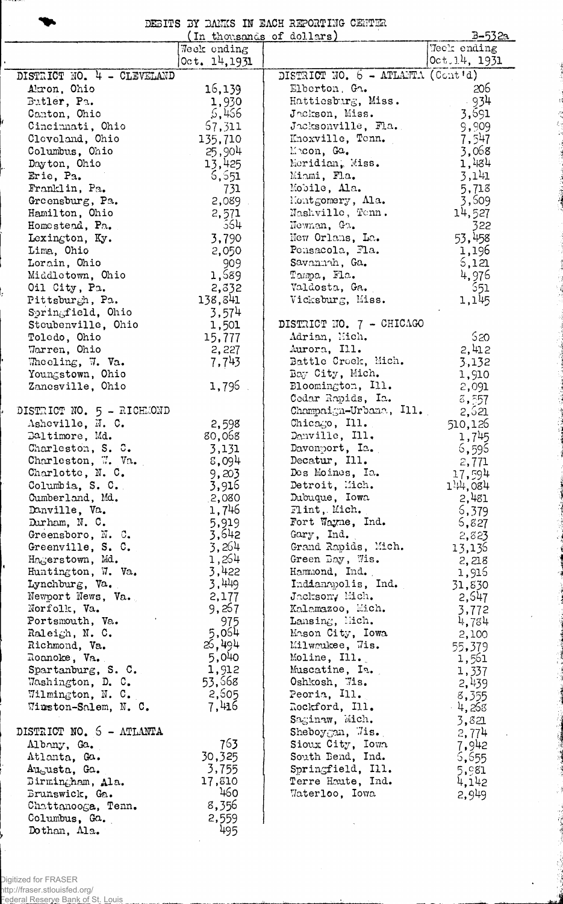# DEBITS BY BANKS IN EACH REPORTING CENTER

(In thousands of dollars)

B-532a

| | Week ending Oct. 14, 1931 |
|---|---|
| **DISTRICT NO. 4 - CLEVELAND** | |
| Akron, Ohio | 16,139 |
| Butler, Pa. | 1,930 |
| Canton, Ohio | 6,466 |
| Cincinnati, Ohio | 67,311 |
| Cleveland, Ohio | 135,710 |
| Columbus, Ohio | 25,904 |
| Dayton, Ohio | 13,425 |
| Erie, Pa. | 6,651 |
| Franklin, Pa. | 731 |
| Greensburg, Pa. | 2,089 |
| Hamilton, Ohio | 2,571 |
| Homestead, Pa. | 664 |
| Lexington, Ky. | 3,790 |
| Lima, Ohio | 2,050 |
| Lorain, Ohio | 909 |
| Middletown, Ohio | 1,689 |
| Oil City, Pa. | 2,832 |
| Pittsburgh, Pa. | 138,841 |
| Springfield, Ohio | 3,574 |
| Steubenville, Ohio | 1,501 |
| Toledo, Ohio | 15,777 |
| Warren, Ohio | 2,227 |
| Wheeling, W. Va. | 7,743 |
| Youngstown, Ohio | |
| Zanesville, Ohio | 1,796 |
| **DISTRICT NO. 5 - RICHMOND** | |
| Asheville, N. C. | 2,598 |
| Baltimore, Md. | 80,068 |
| Charleston, S. C. | 3,131 |
| Charleston, W. Va. | 8,094 |
| Charlotte, N. C. | 9,203 |
| Columbia, S. C. | 3,916 |
| Cumberland, Md. | 2,080 |
| Danville, Va. | 1,746 |
| Durham, N. C. | 5,919 |
| Greensboro, N. C. | 3,642 |
| Greenville, S. C. | 3,264 |
| Hagerstown, Md. | 1,264 |
| Huntington, W. Va. | 3,422 |
| Lynchburg, Va. | 3,449 |
| Newport News, Va. | 2,177 |
| Norfolk, Va. | 9,267 |
| Portsmouth, Va. | 975 |
| Raleigh, N. C. | 5,064 |
| Richmond, Va. | 26,494 |
| Roanoke, Va. | 5,040 |
| Spartanburg, S. C. | 1,912 |
| Washington, D. C. | 53,668 |
| Wilmington, N. C. | 2,605 |
| Winston-Salem, N. C. | 7,416 |
| **DISTRICT NO. 6 - ATLANTA** | |
| Albany, Ga. | 763 |
| Atlanta, Ga. | 30,325 |
| Augusta, Ga. | 3,755 |
| Birmingham, Ala. | 17,810 |
| Brunswick, Ga. | 460 |
| Chattanooga, Tenn. | 8,356 |
| Columbus, Ga. | 2,559 |
| Dothan, Ala. | 495 |

| | Week ending Oct. 14, 1931 |
|---|---|
| **DISTRICT NO. 6 - ATLANTA (Cont'd)** | |
| Elberton, Ga. | 206 |
| Hattiesburg, Miss. | 934 |
| Jackson, Miss. | 3,691 |
| Jacksonville, Fla. | 9,909 |
| Knoxville, Tenn. | 7,547 |
| Macon, Ga. | 3,068 |
| Meridian, Miss. | 1,484 |
| Miami, Fla. | 3,141 |
| Mobile, Ala. | 5,718 |
| Montgomery, Ala. | 3,609 |
| Nashville, Tenn. | 14,527 |
| Newnan, Ga. | 322 |
| New Orleans, La. | 53,458 |
| Pensacola, Fla. | 1,196 |
| Savannah, Ga. | 6,121 |
| Tampa, Fla. | 4,976 |
| Valdosta, Ga. | 651 |
| Vicksburg, Miss. | 1,145 |
| **DISTRICT NO. 7 - CHICAGO** | |
| Adrian, Mich. | 620 |
| Aurora, Ill. | 2,412 |
| Battle Creek, Mich. | 3,132 |
| Bay City, Mich. | 1,910 |
| Bloomington, Ill. | 2,091 |
| Cedar Rapids, Ia. | 8,557 |
| Champaign-Urbana, Ill. | 2,621 |
| Chicago, Ill. | 510,126 |
| Danville, Ill. | 1,745 |
| Davenport, Ia. | 6,596 |
| Decatur, Ill. | 2,771 |
| Des Moines, Ia. | 17,594 |
| Detroit, Mich. | 144,084 |
| Dubuque, Iowa | 2,481 |
| Flint, Mich. | 6,379 |
| Fort Wayne, Ind. | 6,827 |
| Gary, Ind. | 2,823 |
| Grand Rapids, Mich. | 13,136 |
| Green Bay, Wis. | 2,218 |
| Hammond, Ind. | 1,916 |
| Indianapolis, Ind. | 31,830 |
| Jackson, Mich. | 2,647 |
| Kalamazoo, Mich. | 3,772 |
| Lansing, Mich. | 4,784 |
| Mason City, Iowa | 2,100 |
| Milwaukee, Wis. | 55,379 |
| Moline, Ill. | 1,561 |
| Muscatine, Ia. | 1,337 |
| Oshkosh, Wis. | 2,439 |
| Peoria, Ill. | 8,355 |
| Rockford, Ill. | 4,268 |
| Saginaw, Mich. | 3,821 |
| Sheboygan, Wis. | 2,774 |
| Sioux City, Iowa | 7,942 |
| South Bend, Ind. | 6,655 |
| Springfield, Ill. | 5,981 |
| Terre Haute, Ind. | 4,142 |
| Waterloo, Iowa | 2,949 |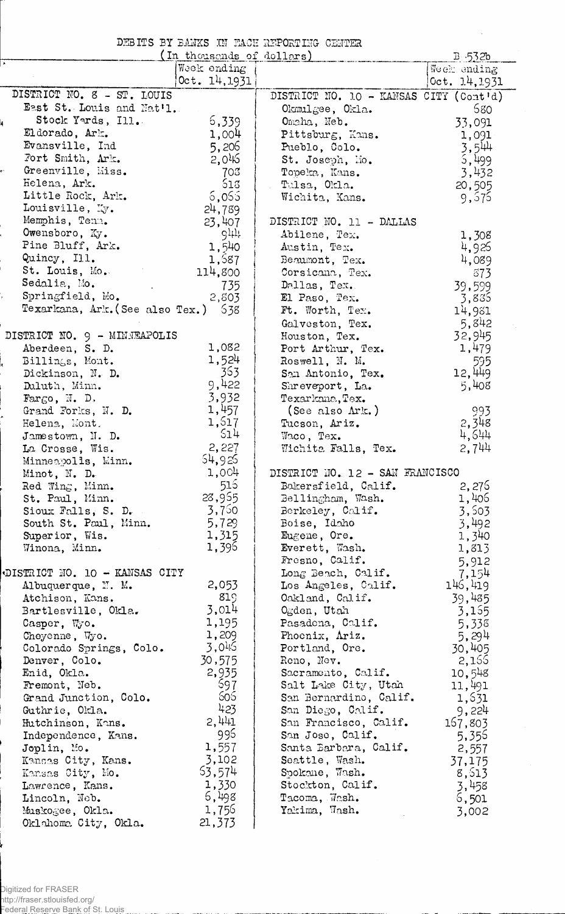DEBITS BY BANKS IN EACH REPORTING CENTER

(In thousands of dollars)

B-532b

| | Week ending Oct. 14,1931 | | Week ending Oct. 14,1931 |
|---|---|---|---|
| DISTRICT NO. 8 - ST. LOUIS | | DISTRICT NO. 10 - KANSAS CITY (Cont'd) | |
| East St. Louis and Nat'l. Stock Yards, Ill. | 6,339 | Okmulgee, Okla. | 680 |
| Eldorado, Ark. | 1,004 | Omaha, Neb. | 33,091 |
| Evansville, Ind | 5,206 | Pittsburg, Kans. | 1,091 |
| Fort Smith, Ark. | 2,046 | Pueblo, Colo. | 3,544 |
| Greenville, Miss. | 703 | St. Joseph, Mo. | 6,499 |
| Helena, Ark. | 618 | Topeka, Kans. | 3,432 |
| Little Rock, Ark. | 6,066 | Tulsa, Okla. | 20,505 |
| Louisville, Ky. | 24,789 | Wichita, Kans. | 9,676 |
| Memphis, Tenn. | 23,407 | | |
| Owensboro, Ky. | 944 | DISTRICT NO. 11 - DALLAS | |
| Pine Bluff, Ark. | 1,540 | Abilene, Tex. | 1,308 |
| Quincy, Ill. | 1,687 | Austin, Tex. | 4,926 |
| St. Louis, Mo. | 114,800 | Beaumont, Tex. | 4,089 |
| Sedalia, Mo. | 735 | Corsicana, Tex. | 873 |
| Springfield, Mo. | 2,803 | Dallas, Tex. | 39,599 |
| Texarkana, Ark.(See also Tex.) | 638 | El Paso, Tex. | 3,886 |
| | | Ft. Worth, Tex. | 14,981 |
| DISTRICT NO. 9 - MINNEAPOLIS | | Galveston, Tex. | 5,842 |
| Aberdeen, S. D. | 1,082 | Houston, Tex. | 32,945 |
| Billings, Mont. | 1,524 | Port Arthur, Tex. | 1,479 |
| Dickinson, N. D. | 363 | Roswell, N. M. | 595 |
| Duluth, Minn. | 9,422 | San Antonio, Tex. | 12,449 |
| Fargo, N. D. | 3,932 | Shreveport, La. | 5,408 |
| Grand Forks, N. D. | 1,457 | Texarkana, Tex. (See also Ark.) | 993 |
| Helena, Mont. | 1,617 | Tucson, Ariz. | 2,348 |
| Jamestown, N. D. | 614 | Waco, Tex. | 4,644 |
| La Crosse, Wis. | 2,227 | Wichita Falls, Tex. | 2,744 |
| Minneapolis, Minn. | 54,926 | | |
| Minot, N. D. | 1,004 | DISTRICT NO. 12 - SAN FRANCISCO | |
| Red Wing, Minn. | 516 | Bakersfield, Calif. | 2,276 |
| St. Paul, Minn. | 28,965 | Bellingham, Wash. | 1,406 |
| Sioux Falls, S. D. | 3,760 | Berkeley, Calif. | 3,603 |
| South St. Paul, Minn. | 5,729 | Boise, Idaho | 3,492 |
| Superior, Wis. | 1,315 | Eugene, Ore. | 1,340 |
| Winona, Minn. | 1,396 | Everett, Wash. | 1,813 |
| | | Fresno, Calif. | 5,912 |
| DISTRICT NO. 10 - KANSAS CITY | | Long Beach, Calif. | 7,154 |
| Albuquerque, N. M. | 2,053 | Los Angeles, Calif. | 146,419 |
| Atchison, Kans. | 819 | Oakland, Calif. | 39,485 |
| Bartlesville, Okla. | 3,014 | Ogden, Utah | 3,165 |
| Casper, Wyo. | 1,195 | Pasadena, Calif. | 5,338 |
| Cheyenne, Wyo. | 1,209 | Phoenix, Ariz. | 5,294 |
| Colorado Springs, Colo. | 3,046 | Portland, Ore. | 30,405 |
| Denver, Colo. | 30,575 | Reno, Nev. | 2,166 |
| Enid, Okla. | 2,935 | Sacramento, Calif. | 10,548 |
| Fremont, Neb. | 697 | Salt Lake City, Utah | 11,491 |
| Grand Junction, Colo. | 606 | San Bernardino, Calif. | 1,631 |
| Guthrie, Okla. | 423 | San Diego, Calif. | 9,224 |
| Hutchinson, Kans. | 2,441 | San Francisco, Calif. | 167,803 |
| Independence, Kans. | 996 | San Jose, Calif. | 5,356 |
| Joplin, Mo. | 1,557 | Santa Barbara, Calif. | 2,557 |
| Kansas City, Kans. | 3,102 | Seattle, Wash. | 37,175 |
| Kansas City, Mo. | 63,574 | Spokane, Wash. | 8,613 |
| Lawrence, Kans. | 1,330 | Stockton, Calif. | 3,458 |
| Lincoln, Neb. | 6,498 | Tacoma, Wash. | 6,501 |
| Muskogee, Okla. | 1,756 | Yakima, Wash. | 3,002 |
| Oklahoma City, Okla. | 21,373 | | |